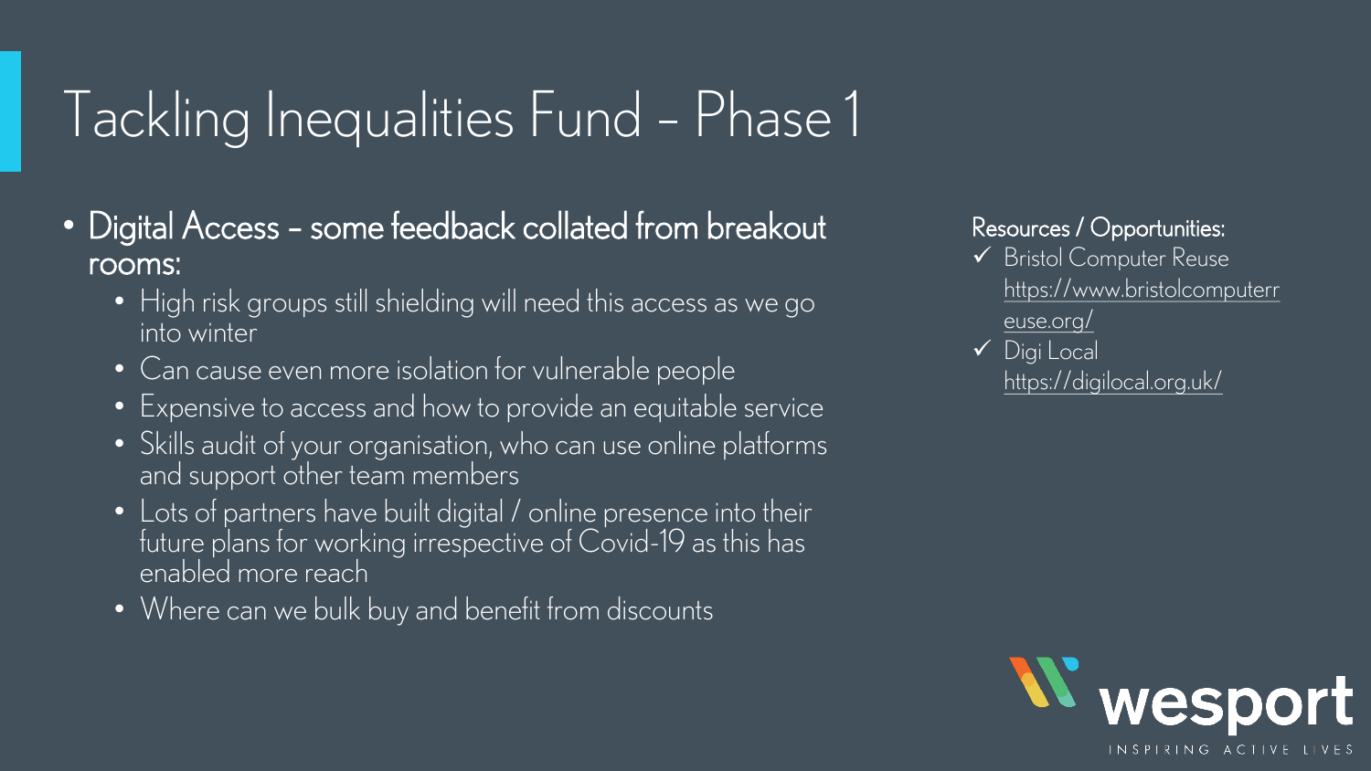# Tackling Inequalities Fund – Phase 1

- Digital Access – some feedback collated from breakout rooms:
  - High risk groups still shielding will need this access as we go into winter
  - Can cause even more isolation for vulnerable people
  - Expensive to access and how to provide an equitable service
  - Skills audit of your organisation, who can use online platforms and support other team members
  - Lots of partners have built digital / online presence into their future plans for working irrespective of Covid-19 as this has enabled more reach
  - Where can we bulk buy and benefit from discounts

Resources / Opportunities:

- ✓ Bristol Computer Reuse https://www.bristolcomputerreuse.org/
- ✓ Digi Local https://digilocal.org.uk/

wesport
INSPIRING ACTIVE LIVES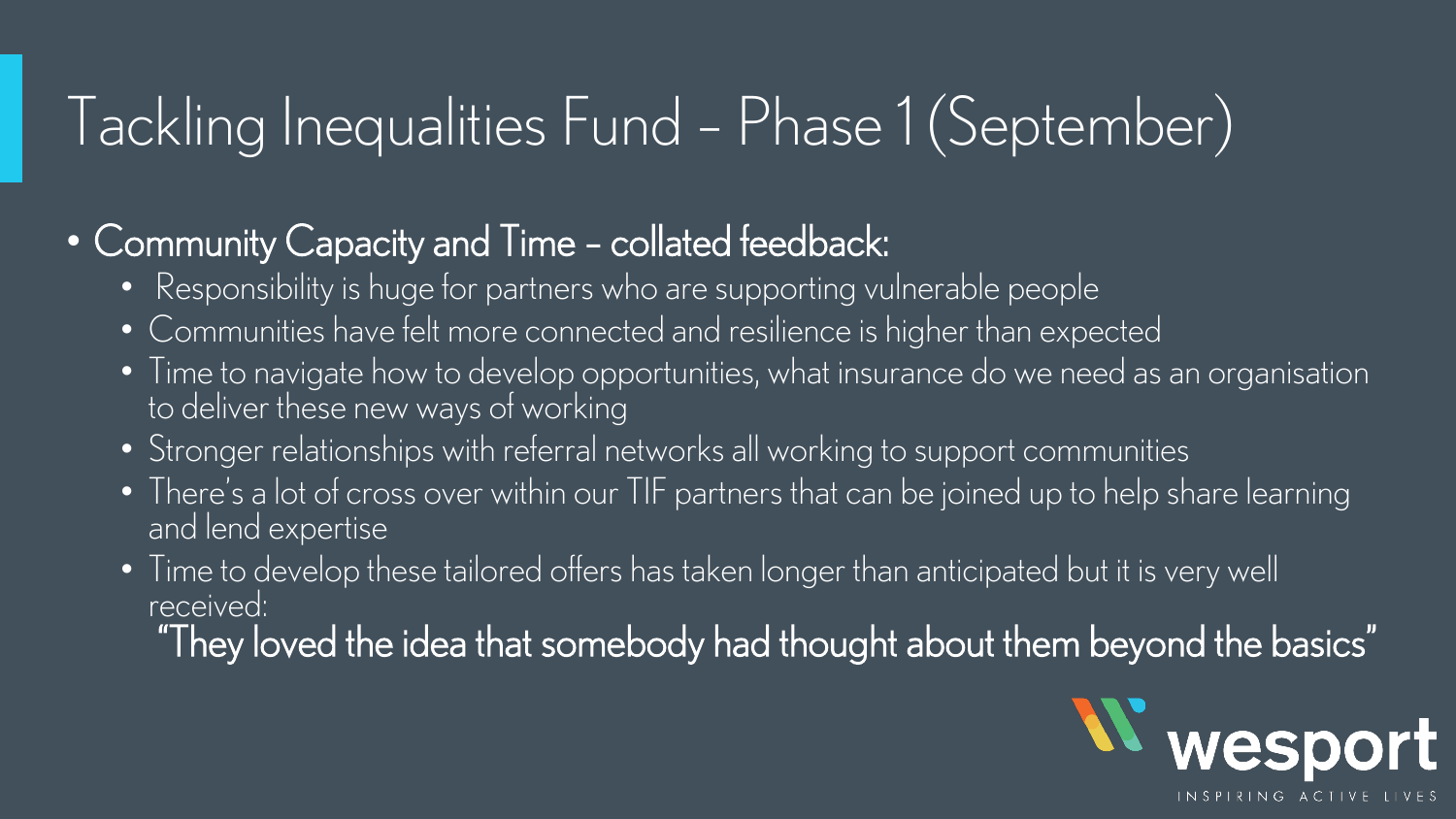# Tackling Inequalities Fund – Phase 1 (September)

- Community Capacity and Time – collated feedback:
  - Responsibility is huge for partners who are supporting vulnerable people
  - Communities have felt more connected and resilience is higher than expected
  - Time to navigate how to develop opportunities, what insurance do we need as an organisation to deliver these new ways of working
  - Stronger relationships with referral networks all working to support communities
  - There's a lot of cross over within our TIF partners that can be joined up to help share learning and lend expertise
  - Time to develop these tailored offers has taken longer than anticipated but it is very well received:

    "They loved the idea that somebody had thought about them beyond the basics"

wesport

INSPIRING ACTIVE LIVES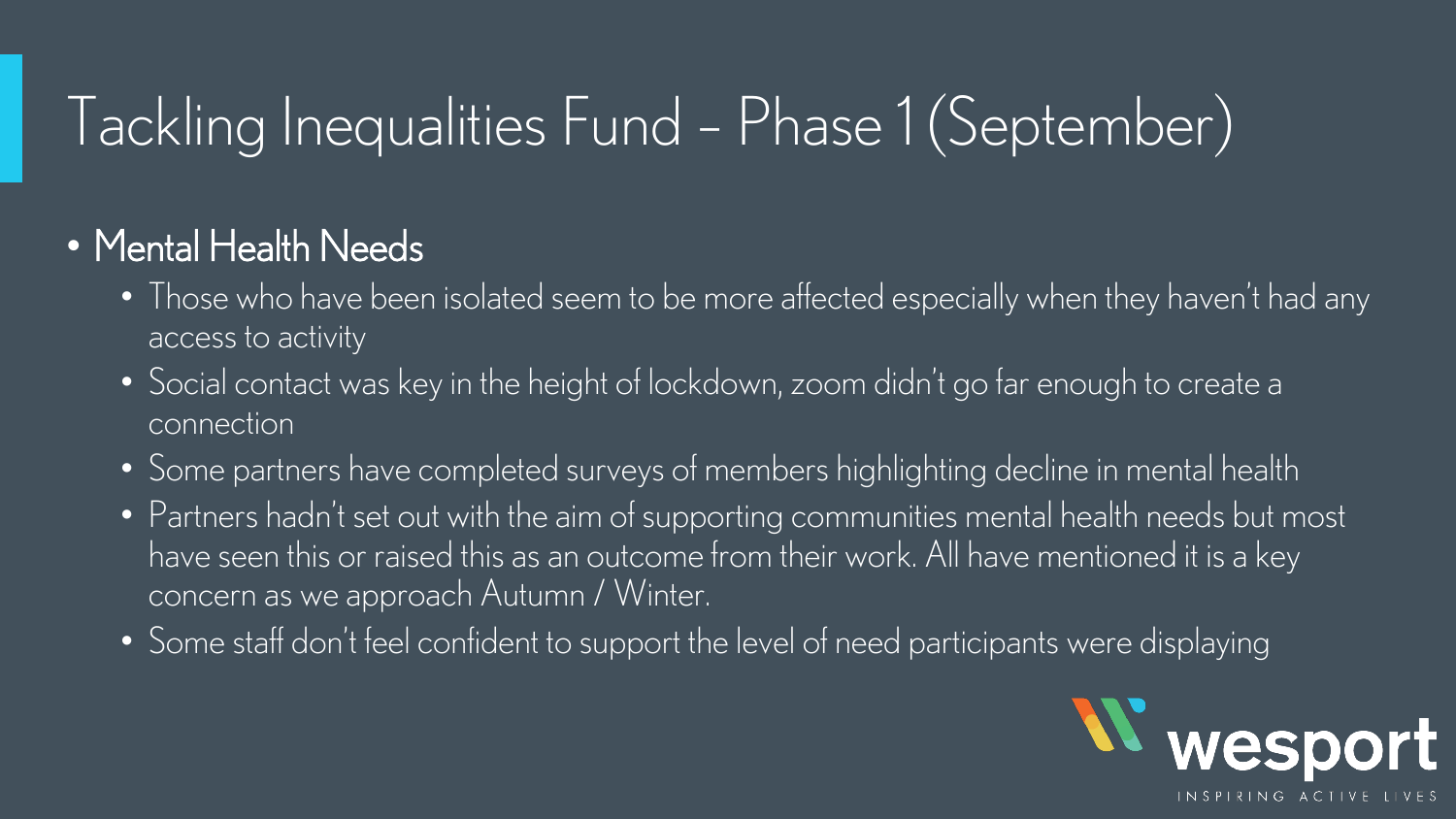# Tackling Inequalities Fund – Phase 1 (September)

- Mental Health Needs
  - Those who have been isolated seem to be more affected especially when they haven't had any access to activity
  - Social contact was key in the height of lockdown, zoom didn't go far enough to create a connection
  - Some partners have completed surveys of members highlighting decline in mental health
  - Partners hadn't set out with the aim of supporting communities mental health needs but most have seen this or raised this as an outcome from their work. All have mentioned it is a key concern as we approach Autumn / Winter.
  - Some staff don't feel confident to support the level of need participants were displaying

wesport
INSPIRING ACTIVE LIVES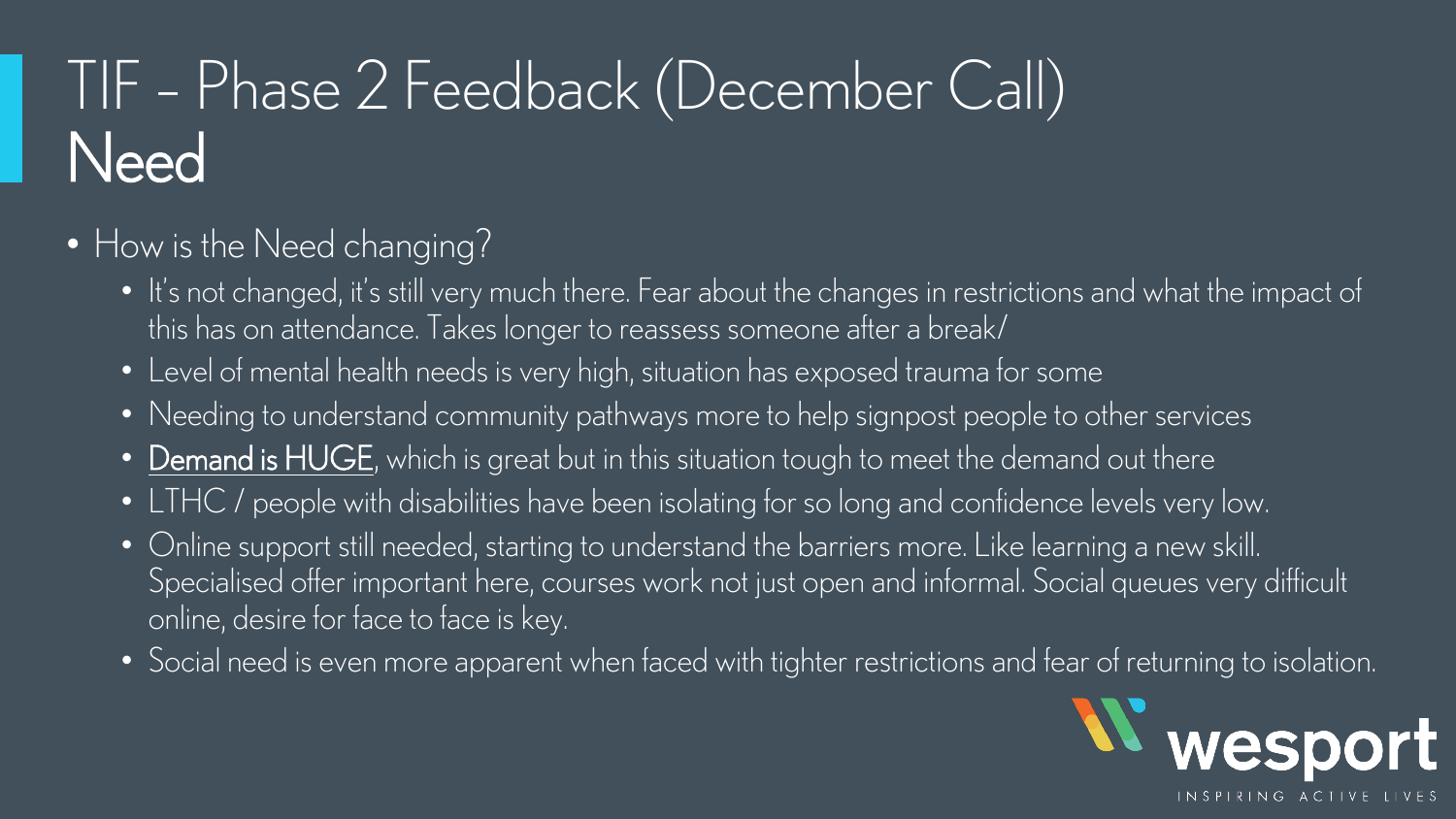# TIF – Phase 2 Feedback (December Call)
# Need

- How is the Need changing?
  - It's not changed, it's still very much there. Fear about the changes in restrictions and what the impact of this has on attendance. Takes longer to reassess someone after a break/
  - Level of mental health needs is very high, situation has exposed trauma for some
  - Needing to understand community pathways more to help signpost people to other services
  - <u>Demand is HUGE</u>, which is great but in this situation tough to meet the demand out there
  - LTHC / people with disabilities have been isolating for so long and confidence levels very low.
  - Online support still needed, starting to understand the barriers more. Like learning a new skill. Specialised offer important here, courses work not just open and informal. Social queues very difficult online, desire for face to face is key.
  - Social need is even more apparent when faced with tighter restrictions and fear of returning to isolation.

wesport
INSPIRING ACTIVE LIVES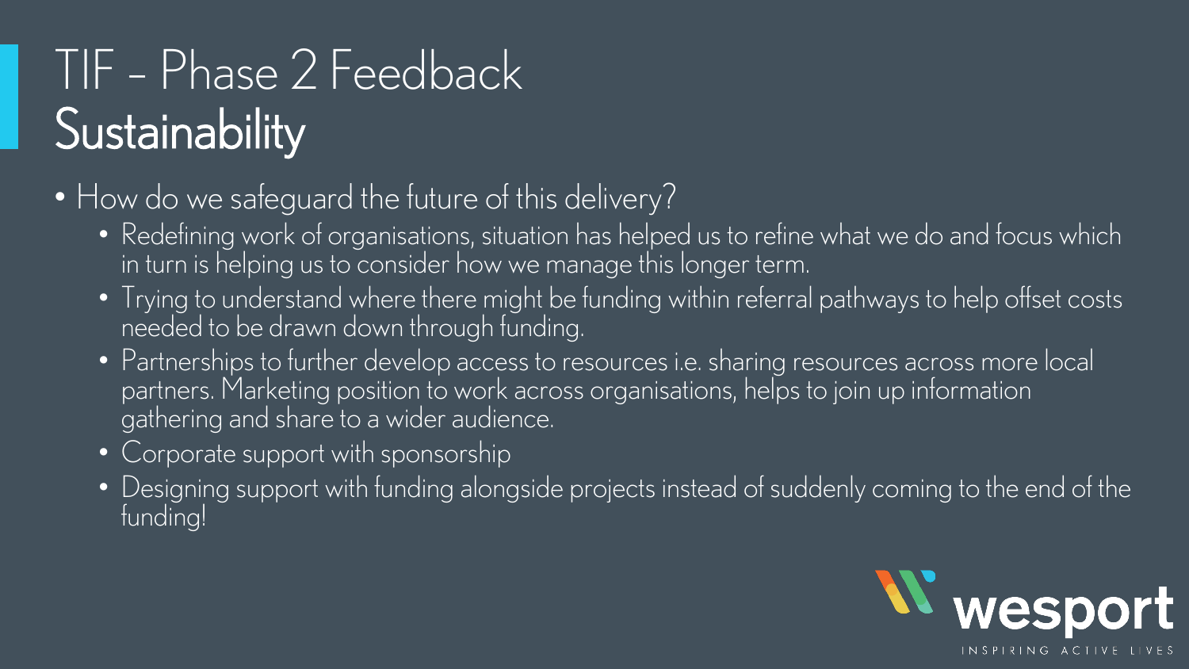# TIF – Phase 2 Feedback
## Sustainability

- How do we safeguard the future of this delivery?
  - Redefining work of organisations, situation has helped us to refine what we do and focus which in turn is helping us to consider how we manage this longer term.
  - Trying to understand where there might be funding within referral pathways to help offset costs needed to be drawn down through funding.
  - Partnerships to further develop access to resources i.e. sharing resources across more local partners. Marketing position to work across organisations, helps to join up information gathering and share to a wider audience.
  - Corporate support with sponsorship
  - Designing support with funding alongside projects instead of suddenly coming to the end of the funding!

wesport
INSPIRING ACTIVE LIVES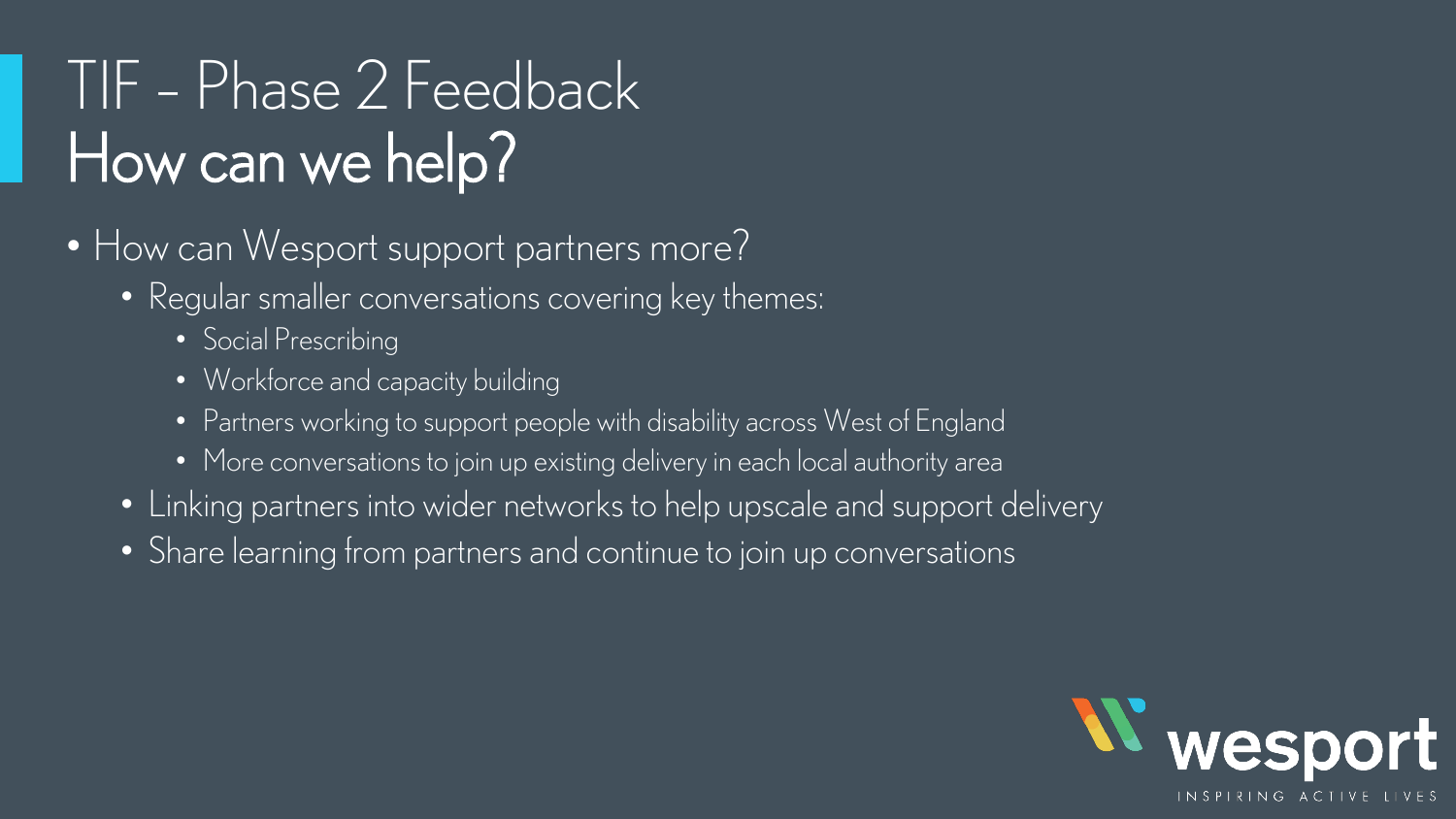# TIF – Phase 2 Feedback
## How can we help?

- How can Wesport support partners more?
  - Regular smaller conversations covering key themes:
    - Social Prescribing
    - Workforce and capacity building
    - Partners working to support people with disability across West of England
    - More conversations to join up existing delivery in each local authority area
  - Linking partners into wider networks to help upscale and support delivery
  - Share learning from partners and continue to join up conversations

wesport
INSPIRING ACTIVE LIVES